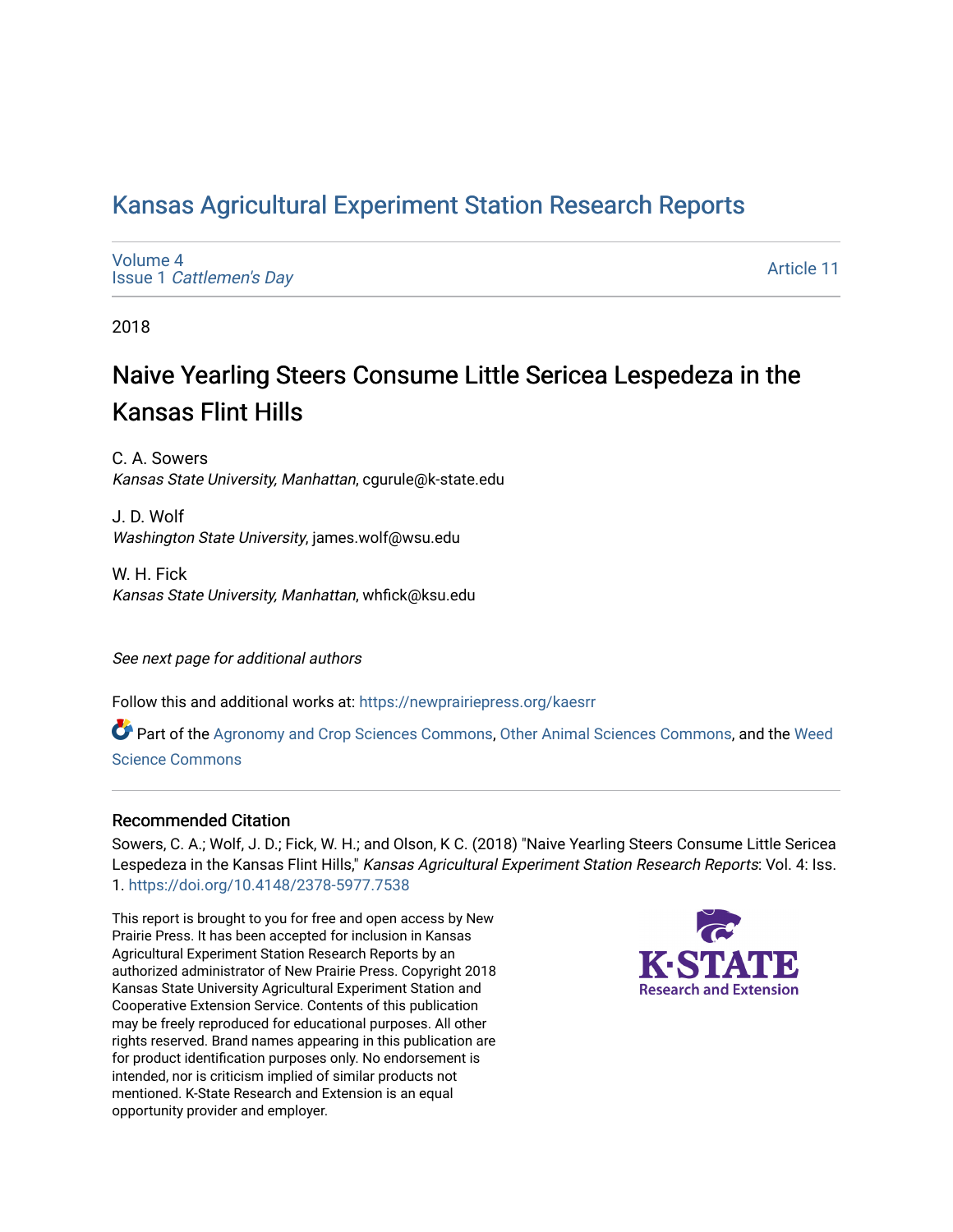# Kansas Agricultural Experiment Station Research Reports

Volume 4
Issue 1 *Cattlemen's Day*

Article 11

2018

## Naive Yearling Steers Consume Little Sericea Lespedeza in the Kansas Flint Hills

C. A. Sowers
*Kansas State University, Manhattan*, cgurule@k-state.edu

J. D. Wolf
*Washington State University*, james.wolf@wsu.edu

W. H. Fick
*Kansas State University, Manhattan*, whfick@ksu.edu

*See next page for additional authors*

Follow this and additional works at: https://newprairiepress.org/kaesrr

Part of the Agronomy and Crop Sciences Commons, Other Animal Sciences Commons, and the Weed Science Commons

### Recommended Citation

Sowers, C. A.; Wolf, J. D.; Fick, W. H.; and Olson, K C. (2018) "Naive Yearling Steers Consume Little Sericea Lespedeza in the Kansas Flint Hills," *Kansas Agricultural Experiment Station Research Reports*: Vol. 4: Iss. 1. https://doi.org/10.4148/2378-5977.7538

This report is brought to you for free and open access by New Prairie Press. It has been accepted for inclusion in Kansas Agricultural Experiment Station Research Reports by an authorized administrator of New Prairie Press. Copyright 2018 Kansas State University Agricultural Experiment Station and Cooperative Extension Service. Contents of this publication may be freely reproduced for educational purposes. All other rights reserved. Brand names appearing in this publication are for product identification purposes only. No endorsement is intended, nor is criticism implied of similar products not mentioned. K-State Research and Extension is an equal opportunity provider and employer.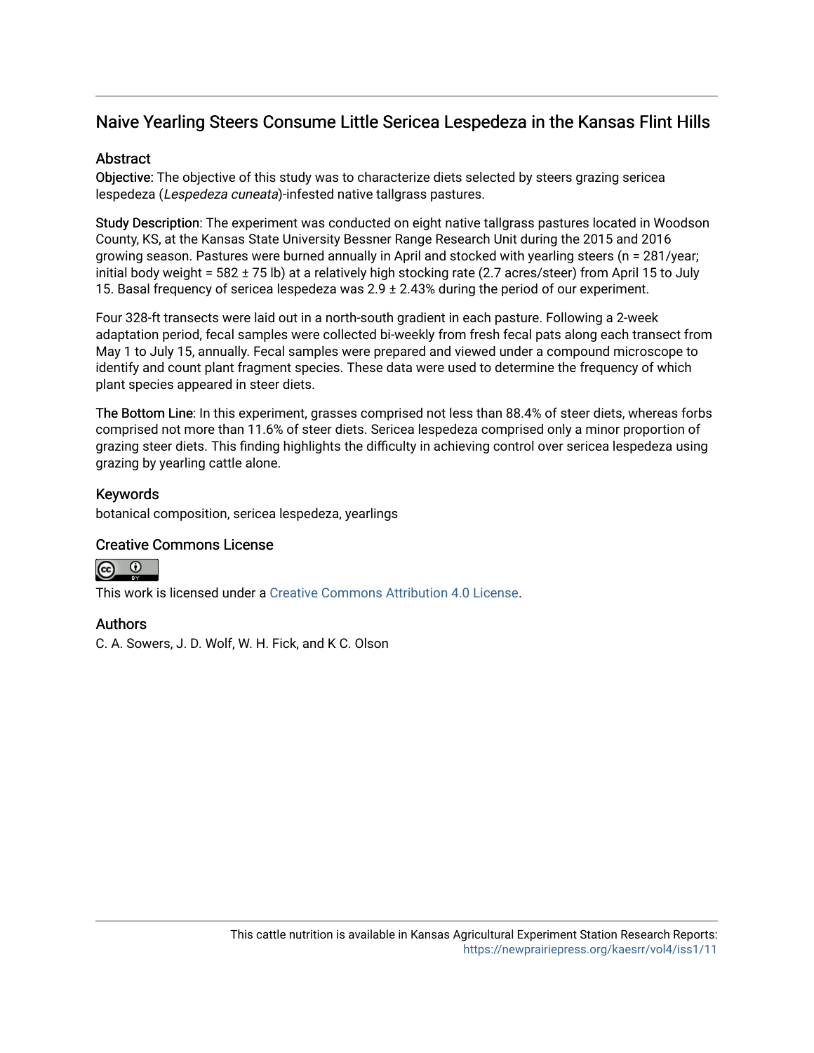## Naive Yearling Steers Consume Little Sericea Lespedeza in the Kansas Flint Hills

### Abstract

**Objective:** The objective of this study was to characterize diets selected by steers grazing sericea lespedeza (*Lespedeza cuneata*)-infested native tallgrass pastures.

**Study Description**: The experiment was conducted on eight native tallgrass pastures located in Woodson County, KS, at the Kansas State University Bessner Range Research Unit during the 2015 and 2016 growing season. Pastures were burned annually in April and stocked with yearling steers (n = 281/year; initial body weight = 582 ± 75 lb) at a relatively high stocking rate (2.7 acres/steer) from April 15 to July 15. Basal frequency of sericea lespedeza was 2.9 ± 2.43% during the period of our experiment.

Four 328-ft transects were laid out in a north-south gradient in each pasture. Following a 2-week adaptation period, fecal samples were collected bi-weekly from fresh fecal pats along each transect from May 1 to July 15, annually. Fecal samples were prepared and viewed under a compound microscope to identify and count plant fragment species. These data were used to determine the frequency of which plant species appeared in steer diets.

**The Bottom Line**: In this experiment, grasses comprised not less than 88.4% of steer diets, whereas forbs comprised not more than 11.6% of steer diets. Sericea lespedeza comprised only a minor proportion of grazing steer diets. This finding highlights the difficulty in achieving control over sericea lespedeza using grazing by yearling cattle alone.

### Keywords

botanical composition, sericea lespedeza, yearlings

### Creative Commons License

This work is licensed under a Creative Commons Attribution 4.0 License.

### Authors

C. A. Sowers, J. D. Wolf, W. H. Fick, and K C. Olson

This cattle nutrition is available in Kansas Agricultural Experiment Station Research Reports: https://newprairiepress.org/kaesrr/vol4/iss1/11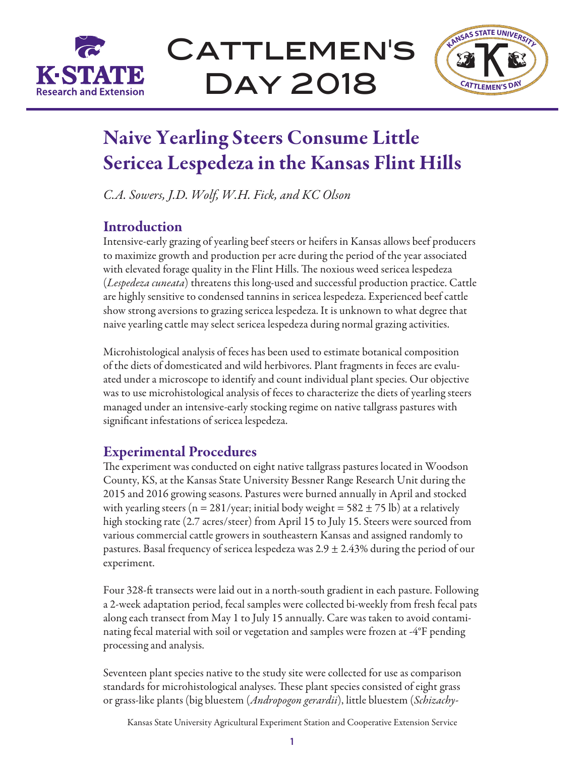# Naive Yearling Steers Consume Little Sericea Lespedeza in the Kansas Flint Hills

*C.A. Sowers, J.D. Wolf, W.H. Fick, and KC Olson*

## Introduction

Intensive-early grazing of yearling beef steers or heifers in Kansas allows beef producers to maximize growth and production per acre during the period of the year associated with elevated forage quality in the Flint Hills. The noxious weed sericea lespedeza (*Lespedeza cuneata*) threatens this long-used and successful production practice. Cattle are highly sensitive to condensed tannins in sericea lespedeza. Experienced beef cattle show strong aversions to grazing sericea lespedeza. It is unknown to what degree that naive yearling cattle may select sericea lespedeza during normal grazing activities.

Microhistological analysis of feces has been used to estimate botanical composition of the diets of domesticated and wild herbivores. Plant fragments in feces are evaluated under a microscope to identify and count individual plant species. Our objective was to use microhistological analysis of feces to characterize the diets of yearling steers managed under an intensive-early stocking regime on native tallgrass pastures with significant infestations of sericea lespedeza.

## Experimental Procedures

The experiment was conducted on eight native tallgrass pastures located in Woodson County, KS, at the Kansas State University Bessner Range Research Unit during the 2015 and 2016 growing seasons. Pastures were burned annually in April and stocked with yearling steers (n = 281/year; initial body weight = 582 ± 75 lb) at a relatively high stocking rate (2.7 acres/steer) from April 15 to July 15. Steers were sourced from various commercial cattle growers in southeastern Kansas and assigned randomly to pastures. Basal frequency of sericea lespedeza was 2.9 ± 2.43% during the period of our experiment.

Four 328-ft transects were laid out in a north-south gradient in each pasture. Following a 2-week adaptation period, fecal samples were collected bi-weekly from fresh fecal pats along each transect from May 1 to July 15 annually. Care was taken to avoid contaminating fecal material with soil or vegetation and samples were frozen at -4°F pending processing and analysis.

Seventeen plant species native to the study site were collected for use as comparison standards for microhistological analyses. These plant species consisted of eight grass or grass-like plants (big bluestem (*Andropogon gerardii*), little bluestem (*Schizachy-*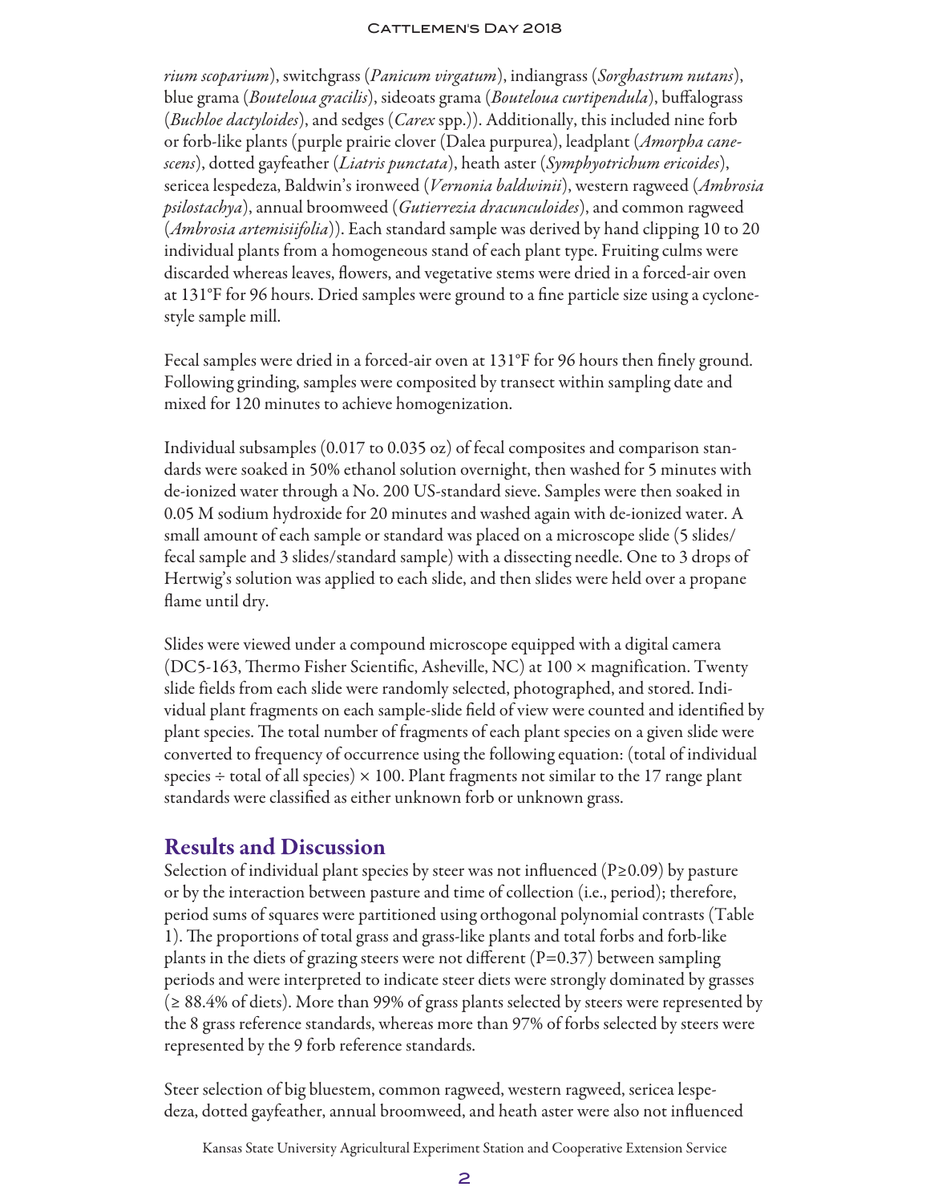*rium scoparium*), switchgrass (*Panicum virgatum*), indiangrass (*Sorghastrum nutans*), blue grama (*Bouteloua gracilis*), sideoats grama (*Bouteloua curtipendula*), buffalograss (*Buchloe dactyloides*), and sedges (*Carex* spp.)). Additionally, this included nine forb or forb-like plants (purple prairie clover (Dalea purpurea), leadplant (*Amorpha canescens*), dotted gayfeather (*Liatris punctata*), heath aster (*Symphyotrichum ericoides*), sericea lespedeza, Baldwin's ironweed (*Vernonia baldwinii*), western ragweed (*Ambrosia psilostachya*), annual broomweed (*Gutierrezia dracunculoides*), and common ragweed (*Ambrosia artemisiifolia*)). Each standard sample was derived by hand clipping 10 to 20 individual plants from a homogeneous stand of each plant type. Fruiting culms were discarded whereas leaves, flowers, and vegetative stems were dried in a forced-air oven at 131°F for 96 hours. Dried samples were ground to a fine particle size using a cyclone-style sample mill.

Fecal samples were dried in a forced-air oven at 131°F for 96 hours then finely ground. Following grinding, samples were composited by transect within sampling date and mixed for 120 minutes to achieve homogenization.

Individual subsamples (0.017 to 0.035 oz) of fecal composites and comparison standards were soaked in 50% ethanol solution overnight, then washed for 5 minutes with de-ionized water through a No. 200 US-standard sieve. Samples were then soaked in 0.05 M sodium hydroxide for 20 minutes and washed again with de-ionized water. A small amount of each sample or standard was placed on a microscope slide (5 slides/fecal sample and 3 slides/standard sample) with a dissecting needle. One to 3 drops of Hertwig's solution was applied to each slide, and then slides were held over a propane flame until dry.

Slides were viewed under a compound microscope equipped with a digital camera (DC5-163, Thermo Fisher Scientific, Asheville, NC) at 100 × magnification. Twenty slide fields from each slide were randomly selected, photographed, and stored. Individual plant fragments on each sample-slide field of view were counted and identified by plant species. The total number of fragments of each plant species on a given slide were converted to frequency of occurrence using the following equation: (total of individual species ÷ total of all species) × 100. Plant fragments not similar to the 17 range plant standards were classified as either unknown forb or unknown grass.

## Results and Discussion

Selection of individual plant species by steer was not influenced ($P \geq 0.09$) by pasture or by the interaction between pasture and time of collection (i.e., period); therefore, period sums of squares were partitioned using orthogonal polynomial contrasts (Table 1). The proportions of total grass and grass-like plants and total forbs and forb-like plants in the diets of grazing steers were not different ($P = 0.37$) between sampling periods and were interpreted to indicate steer diets were strongly dominated by grasses (≥ 88.4% of diets). More than 99% of grass plants selected by steers were represented by the 8 grass reference standards, whereas more than 97% of forbs selected by steers were represented by the 9 forb reference standards.

Steer selection of big bluestem, common ragweed, western ragweed, sericea lespedeza, dotted gayfeather, annual broomweed, and heath aster were also not influenced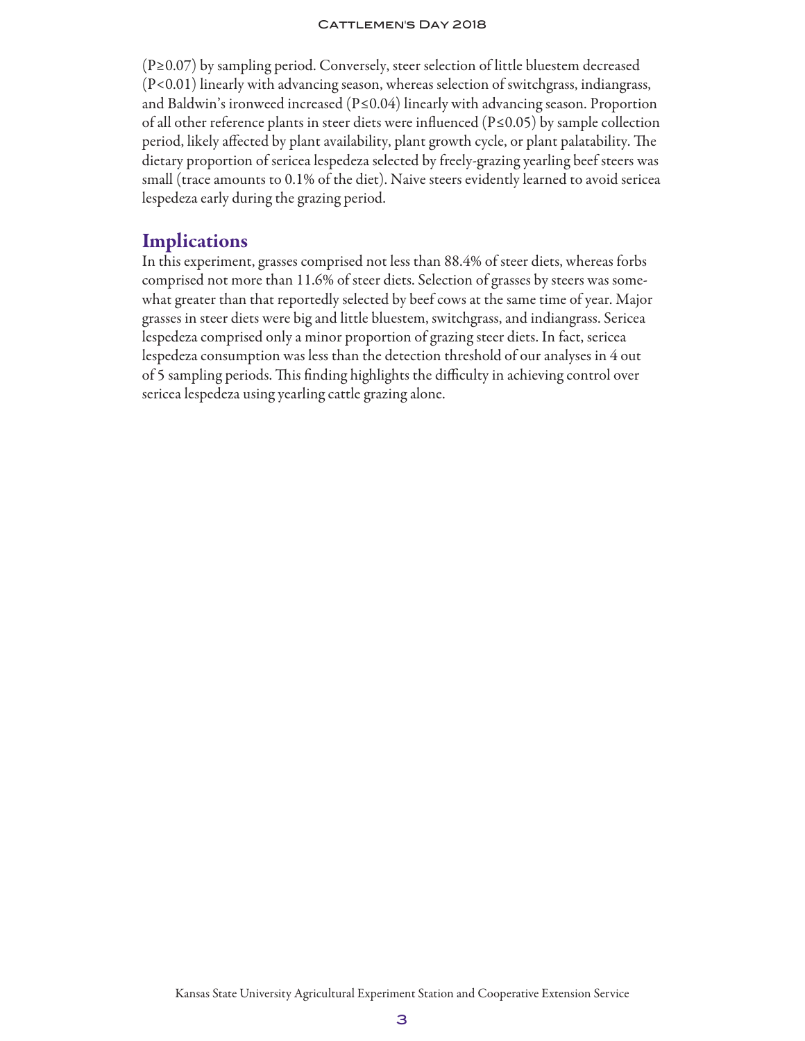($P \geq 0.07$) by sampling period. Conversely, steer selection of little bluestem decreased ($P < 0.01$) linearly with advancing season, whereas selection of switchgrass, indiangrass, and Baldwin's ironweed increased ($P \leq 0.04$) linearly with advancing season. Proportion of all other reference plants in steer diets were influenced ($P \leq 0.05$) by sample collection period, likely affected by plant availability, plant growth cycle, or plant palatability. The dietary proportion of sericea lespedeza selected by freely-grazing yearling beef steers was small (trace amounts to 0.1% of the diet). Naive steers evidently learned to avoid sericea lespedeza early during the grazing period.

## Implications

In this experiment, grasses comprised not less than 88.4% of steer diets, whereas forbs comprised not more than 11.6% of steer diets. Selection of grasses by steers was somewhat greater than that reportedly selected by beef cows at the same time of year. Major grasses in steer diets were big and little bluestem, switchgrass, and indiangrass. Sericea lespedeza comprised only a minor proportion of grazing steer diets. In fact, sericea lespedeza consumption was less than the detection threshold of our analyses in 4 out of 5 sampling periods. This finding highlights the difficulty in achieving control over sericea lespedeza using yearling cattle grazing alone.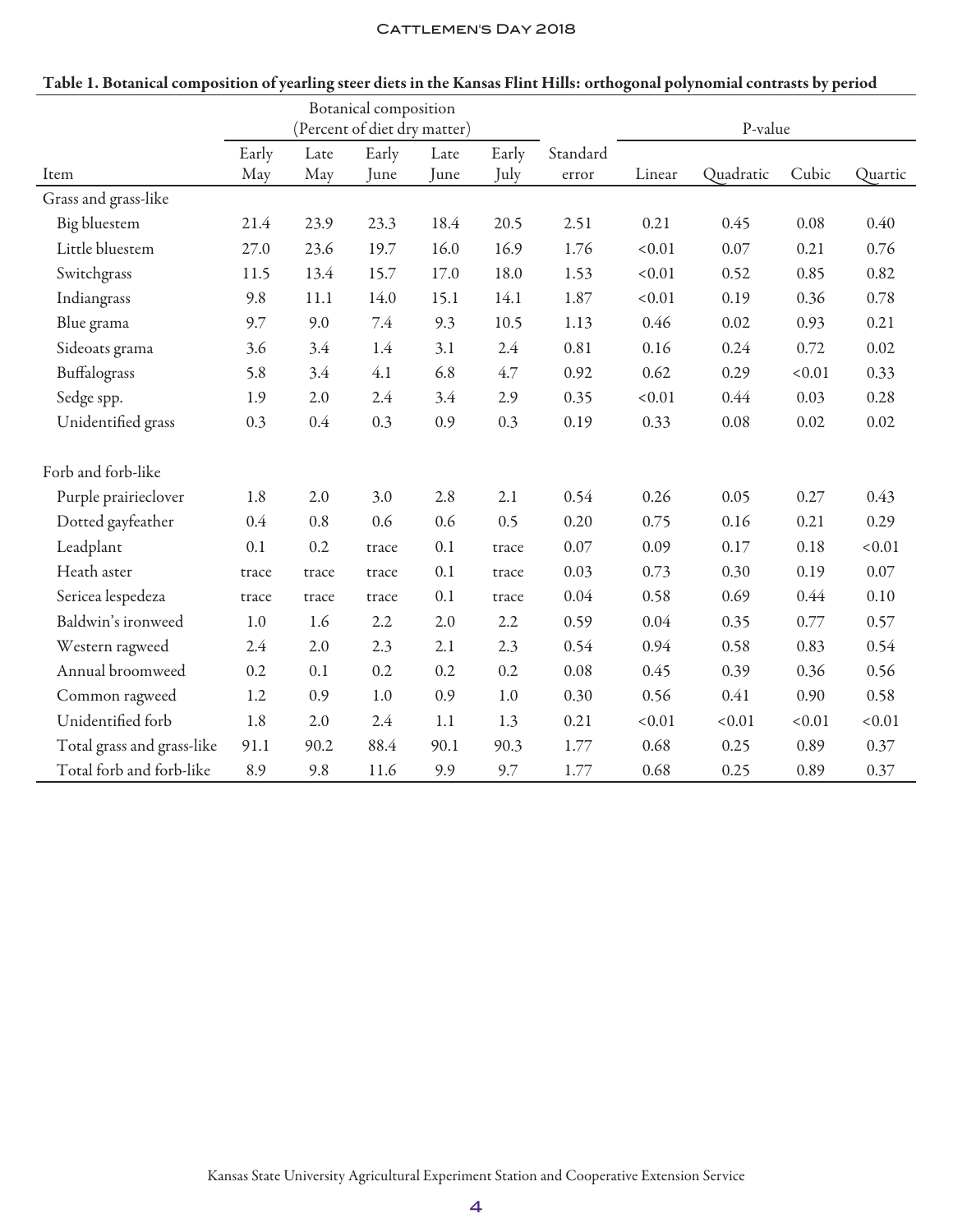**Table 1. Botanical composition of yearling steer diets in the Kansas Flint Hills: orthogonal polynomial contrasts by period**

| | Botanical composition (Percent of diet dry matter) | | | | | | P-value | | | |
|---|---|---|---|---|---|---|---|---|---|---|
| Item | Early May | Late May | Early June | Late June | Early July | Standard error | Linear | Quadratic | Cubic | Quartic |
| Grass and grass-like | | | | | | | | | | |
| Big bluestem | 21.4 | 23.9 | 23.3 | 18.4 | 20.5 | 2.51 | 0.21 | 0.45 | 0.08 | 0.40 |
| Little bluestem | 27.0 | 23.6 | 19.7 | 16.0 | 16.9 | 1.76 | <0.01 | 0.07 | 0.21 | 0.76 |
| Switchgrass | 11.5 | 13.4 | 15.7 | 17.0 | 18.0 | 1.53 | <0.01 | 0.52 | 0.85 | 0.82 |
| Indiangrass | 9.8 | 11.1 | 14.0 | 15.1 | 14.1 | 1.87 | <0.01 | 0.19 | 0.36 | 0.78 |
| Blue grama | 9.7 | 9.0 | 7.4 | 9.3 | 10.5 | 1.13 | 0.46 | 0.02 | 0.93 | 0.21 |
| Sideoats grama | 3.6 | 3.4 | 1.4 | 3.1 | 2.4 | 0.81 | 0.16 | 0.24 | 0.72 | 0.02 |
| Buffalograss | 5.8 | 3.4 | 4.1 | 6.8 | 4.7 | 0.92 | 0.62 | 0.29 | <0.01 | 0.33 |
| Sedge spp. | 1.9 | 2.0 | 2.4 | 3.4 | 2.9 | 0.35 | <0.01 | 0.44 | 0.03 | 0.28 |
| Unidentified grass | 0.3 | 0.4 | 0.3 | 0.9 | 0.3 | 0.19 | 0.33 | 0.08 | 0.02 | 0.02 |
| Forb and forb-like | | | | | | | | | | |
| Purple prairieclover | 1.8 | 2.0 | 3.0 | 2.8 | 2.1 | 0.54 | 0.26 | 0.05 | 0.27 | 0.43 |
| Dotted gayfeather | 0.4 | 0.8 | 0.6 | 0.6 | 0.5 | 0.20 | 0.75 | 0.16 | 0.21 | 0.29 |
| Leadplant | 0.1 | 0.2 | trace | 0.1 | trace | 0.07 | 0.09 | 0.17 | 0.18 | <0.01 |
| Heath aster | trace | trace | trace | 0.1 | trace | 0.03 | 0.73 | 0.30 | 0.19 | 0.07 |
| Sericea lespedeza | trace | trace | trace | 0.1 | trace | 0.04 | 0.58 | 0.69 | 0.44 | 0.10 |
| Baldwin's ironweed | 1.0 | 1.6 | 2.2 | 2.0 | 2.2 | 0.59 | 0.04 | 0.35 | 0.77 | 0.57 |
| Western ragweed | 2.4 | 2.0 | 2.3 | 2.1 | 2.3 | 0.54 | 0.94 | 0.58 | 0.83 | 0.54 |
| Annual broomweed | 0.2 | 0.1 | 0.2 | 0.2 | 0.2 | 0.08 | 0.45 | 0.39 | 0.36 | 0.56 |
| Common ragweed | 1.2 | 0.9 | 1.0 | 0.9 | 1.0 | 0.30 | 0.56 | 0.41 | 0.90 | 0.58 |
| Unidentified forb | 1.8 | 2.0 | 2.4 | 1.1 | 1.3 | 0.21 | <0.01 | <0.01 | <0.01 | <0.01 |
| Total grass and grass-like | 91.1 | 90.2 | 88.4 | 90.1 | 90.3 | 1.77 | 0.68 | 0.25 | 0.89 | 0.37 |
| Total forb and forb-like | 8.9 | 9.8 | 11.6 | 9.9 | 9.7 | 1.77 | 0.68 | 0.25 | 0.89 | 0.37 |